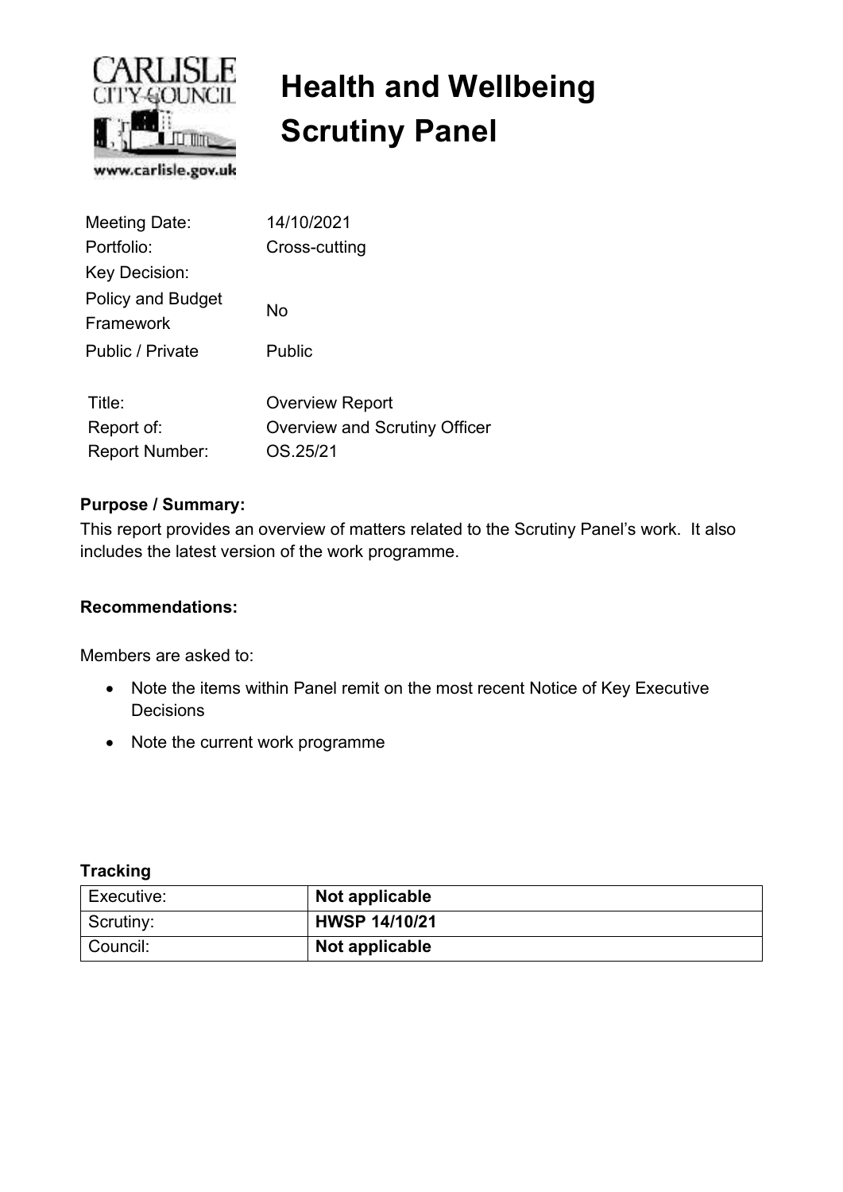CARLISLE CITY COUNCIL

www.carlisle.gov.uk

# Health and Wellbeing Scrutiny Panel

| | |
|---|---|
| Meeting Date: | 14/10/2021 |
| Portfolio: | Cross-cutting |
| Key Decision: | |
| Policy and Budget Framework | No |
| Public / Private | Public |

| | |
|---|---|
| Title: | Overview Report |
| Report of: | Overview and Scrutiny Officer |
| Report Number: | OS.25/21 |

**Purpose / Summary:**

This report provides an overview of matters related to the Scrutiny Panel's work. It also includes the latest version of the work programme.

**Recommendations:**

Members are asked to:

- Note the items within Panel remit on the most recent Notice of Key Executive Decisions
- Note the current work programme

**Tracking**

| | |
|---|---|
| Executive: | **Not applicable** |
| Scrutiny: | **HWSP 14/10/21** |
| Council: | **Not applicable** |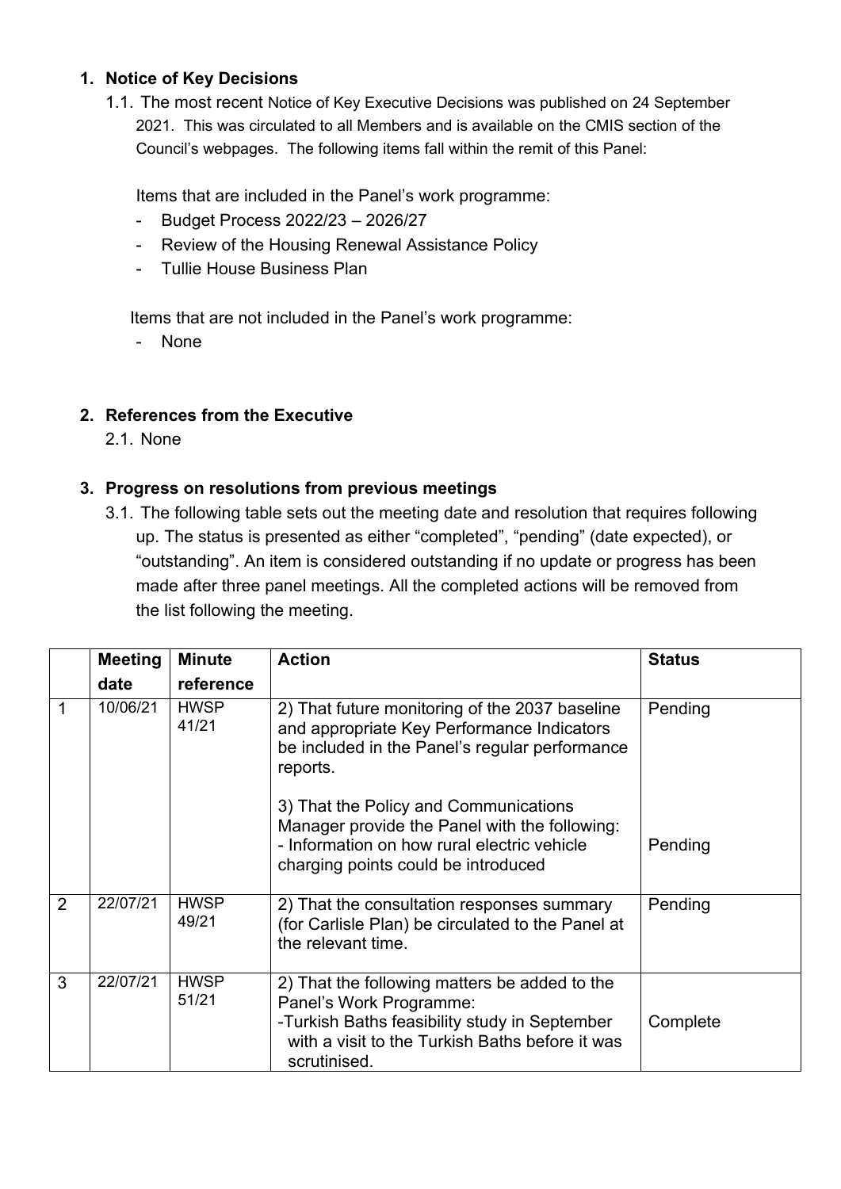## 1. Notice of Key Decisions

1.1. The most recent Notice of Key Executive Decisions was published on 24 September 2021. This was circulated to all Members and is available on the CMIS section of the Council's webpages. The following items fall within the remit of this Panel:

Items that are included in the Panel's work programme:

- Budget Process 2022/23 – 2026/27
- Review of the Housing Renewal Assistance Policy
- Tullie House Business Plan

Items that are not included in the Panel's work programme:

- None

## 2. References from the Executive

2.1. None

## 3. Progress on resolutions from previous meetings

3.1. The following table sets out the meeting date and resolution that requires following up. The status is presented as either "completed", "pending" (date expected), or "outstanding". An item is considered outstanding if no update or progress has been made after three panel meetings. All the completed actions will be removed from the list following the meeting.

| | Meeting date | Minute reference | Action | Status |
|---|---|---|---|---|
| 1 | 10/06/21 | HWSP 41/21 | 2) That future monitoring of the 2037 baseline and appropriate Key Performance Indicators be included in the Panel's regular performance reports.<br><br>3) That the Policy and Communications Manager provide the Panel with the following:<br>- Information on how rural electric vehicle charging points could be introduced | Pending<br><br>Pending |
| 2 | 22/07/21 | HWSP 49/21 | 2) That the consultation responses summary (for Carlisle Plan) be circulated to the Panel at the relevant time. | Pending |
| 3 | 22/07/21 | HWSP 51/21 | 2) That the following matters be added to the Panel's Work Programme:<br>-Turkish Baths feasibility study in September with a visit to the Turkish Baths before it was scrutinised. | Complete |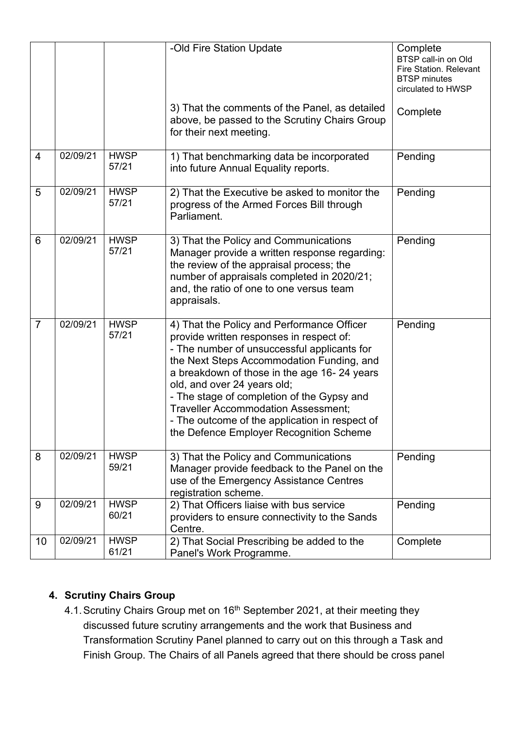| | | | -Old Fire Station Update | Complete BTSP call-in on Old Fire Station. Relevant BTSP minutes circulated to HWSP |
|---|---|---|---|---|
| | | | 3) That the comments of the Panel, as detailed above, be passed to the Scrutiny Chairs Group for their next meeting. | Complete |
| 4 | 02/09/21 | HWSP 57/21 | 1) That benchmarking data be incorporated into future Annual Equality reports. | Pending |
| 5 | 02/09/21 | HWSP 57/21 | 2) That the Executive be asked to monitor the progress of the Armed Forces Bill through Parliament. | Pending |
| 6 | 02/09/21 | HWSP 57/21 | 3) That the Policy and Communications Manager provide a written response regarding: the review of the appraisal process; the number of appraisals completed in 2020/21; and, the ratio of one to one versus team appraisals. | Pending |
| 7 | 02/09/21 | HWSP 57/21 | 4) That the Policy and Performance Officer provide written responses in respect of: - The number of unsuccessful applicants for the Next Steps Accommodation Funding, and a breakdown of those in the age 16- 24 years old, and over 24 years old; - The stage of completion of the Gypsy and Traveller Accommodation Assessment; - The outcome of the application in respect of the Defence Employer Recognition Scheme | Pending |
| 8 | 02/09/21 | HWSP 59/21 | 3) That the Policy and Communications Manager provide feedback to the Panel on the use of the Emergency Assistance Centres registration scheme. | Pending |
| 9 | 02/09/21 | HWSP 60/21 | 2) That Officers liaise with bus service providers to ensure connectivity to the Sands Centre. | Pending |
| 10 | 02/09/21 | HWSP 61/21 | 2) That Social Prescribing be added to the Panel's Work Programme. | Complete |

## 4. Scrutiny Chairs Group

4.1. Scrutiny Chairs Group met on 16th September 2021, at their meeting they discussed future scrutiny arrangements and the work that Business and Transformation Scrutiny Panel planned to carry out on this through a Task and Finish Group. The Chairs of all Panels agreed that there should be cross panel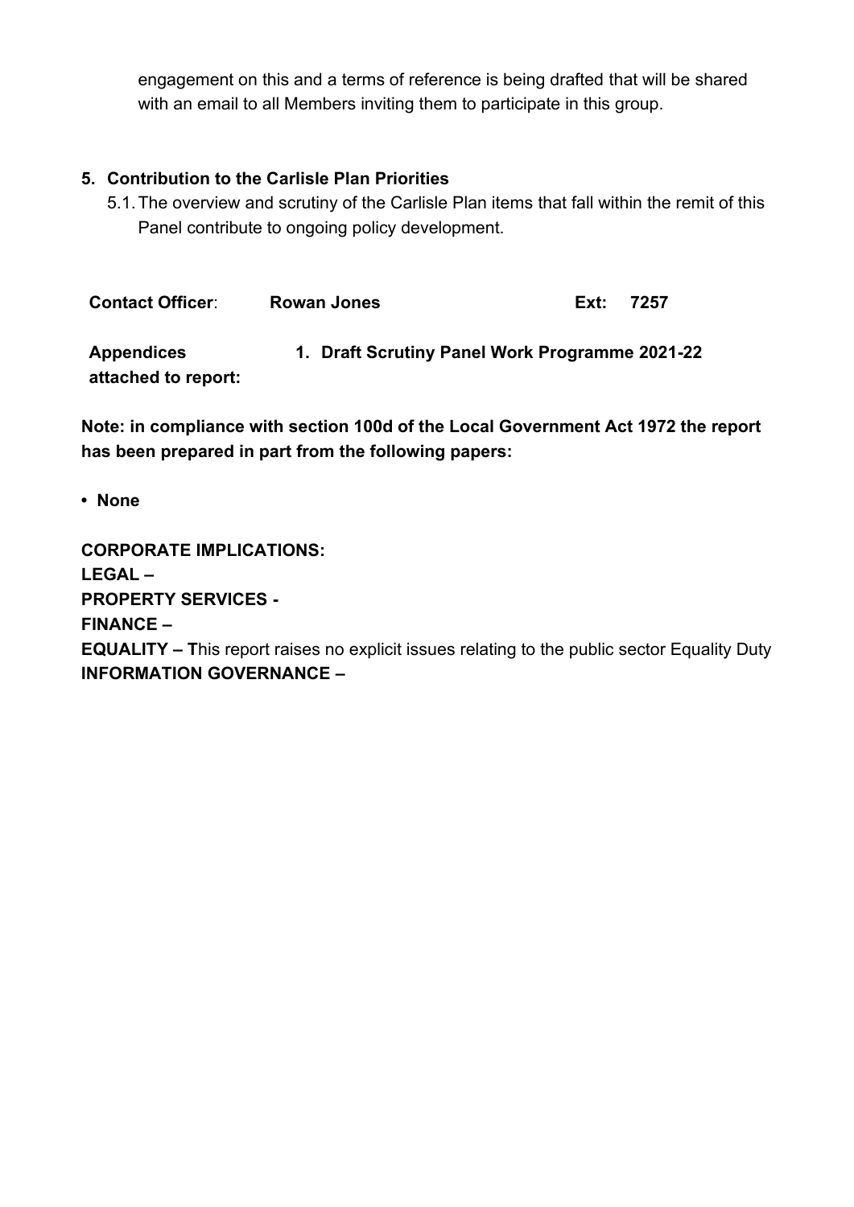engagement on this and a terms of reference is being drafted that will be shared with an email to all Members inviting them to participate in this group.

**5. Contribution to the Carlisle Plan Priorities**

5.1. The overview and scrutiny of the Carlisle Plan items that fall within the remit of this Panel contribute to ongoing policy development.

| **Contact Officer**: | **Rowan Jones** | **Ext:** | **7257** |
|---|---|---|---|
| **Appendices attached to report:** | **1. Draft Scrutiny Panel Work Programme 2021-22** | | |

**Note: in compliance with section 100d of the Local Government Act 1972 the report has been prepared in part from the following papers:**

- **None**

**CORPORATE IMPLICATIONS:**
**LEGAL –**
**PROPERTY SERVICES -**
**FINANCE –**
**EQUALITY – T**his report raises no explicit issues relating to the public sector Equality Duty
**INFORMATION GOVERNANCE –**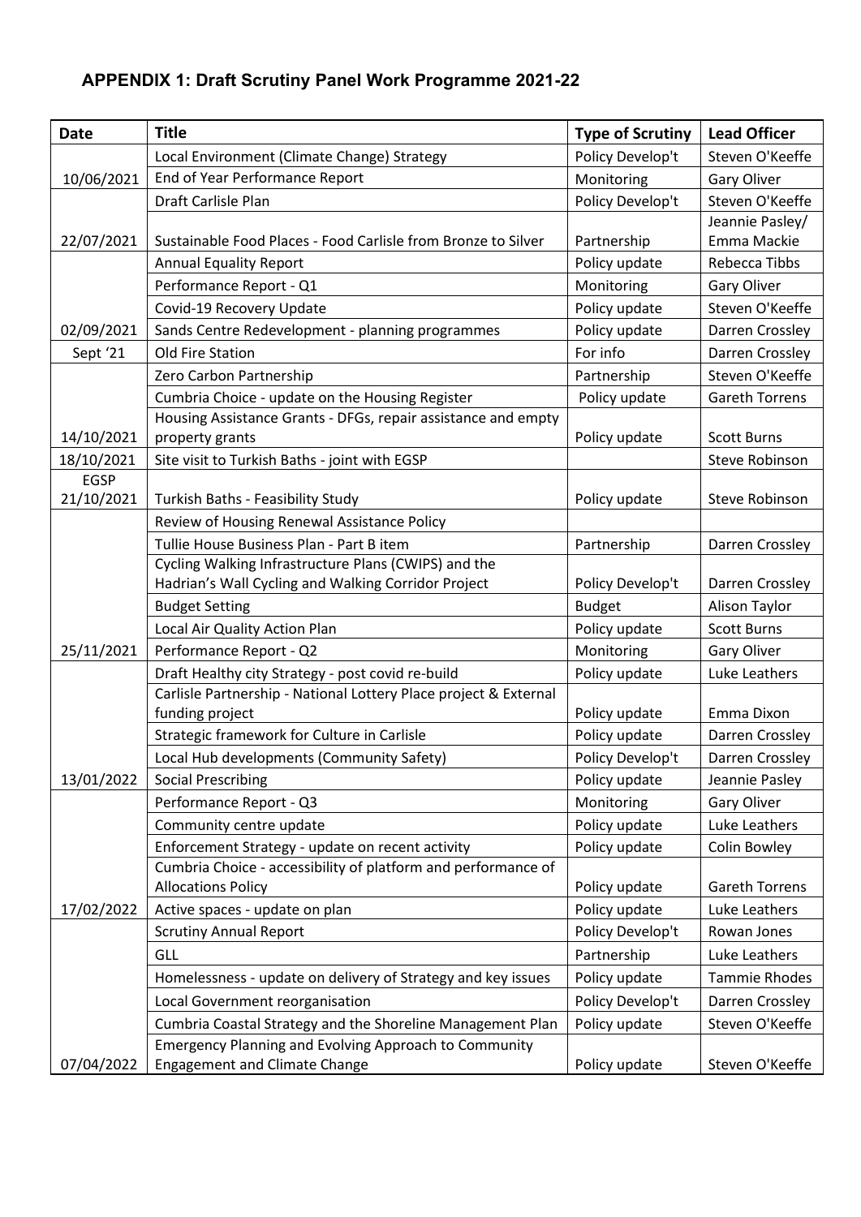## APPENDIX 1: Draft Scrutiny Panel Work Programme 2021-22

| Date | Title | Type of Scrutiny | Lead Officer |
|---|---|---|---|
| | Local Environment (Climate Change) Strategy | Policy Develop't | Steven O'Keeffe |
| 10/06/2021 | End of Year Performance Report | Monitoring | Gary Oliver |
| | Draft Carlisle Plan | Policy Develop't | Steven O'Keeffe |
| 22/07/2021 | Sustainable Food Places - Food Carlisle from Bronze to Silver | Partnership | Jeannie Pasley/ Emma Mackie |
| | Annual Equality Report | Policy update | Rebecca Tibbs |
| | Performance Report - Q1 | Monitoring | Gary Oliver |
| | Covid-19 Recovery Update | Policy update | Steven O'Keeffe |
| 02/09/2021 | Sands Centre Redevelopment - planning programmes | Policy update | Darren Crossley |
| Sept '21 | Old Fire Station | For info | Darren Crossley |
| | Zero Carbon Partnership | Partnership | Steven O'Keeffe |
| | Cumbria Choice - update on the Housing Register | Policy update | Gareth Torrens |
| 14/10/2021 | Housing Assistance Grants - DFGs, repair assistance and empty property grants | Policy update | Scott Burns |
| 18/10/2021 | Site visit to Turkish Baths - joint with EGSP | | Steve Robinson |
| EGSP 21/10/2021 | Turkish Baths - Feasibility Study | Policy update | Steve Robinson |
| | Review of Housing Renewal Assistance Policy | | |
| | Tullie House Business Plan - Part B item | Partnership | Darren Crossley |
| | Cycling Walking Infrastructure Plans (CWIPS) and the Hadrian's Wall Cycling and Walking Corridor Project | Policy Develop't | Darren Crossley |
| | Budget Setting | Budget | Alison Taylor |
| | Local Air Quality Action Plan | Policy update | Scott Burns |
| 25/11/2021 | Performance Report - Q2 | Monitoring | Gary Oliver |
| | Draft Healthy city Strategy - post covid re-build | Policy update | Luke Leathers |
| | Carlisle Partnership - National Lottery Place project & External funding project | Policy update | Emma Dixon |
| | Strategic framework for Culture in Carlisle | Policy update | Darren Crossley |
| | Local Hub developments (Community Safety) | Policy Develop't | Darren Crossley |
| 13/01/2022 | Social Prescribing | Policy update | Jeannie Pasley |
| | Performance Report - Q3 | Monitoring | Gary Oliver |
| | Community centre update | Policy update | Luke Leathers |
| | Enforcement Strategy - update on recent activity | Policy update | Colin Bowley |
| | Cumbria Choice - accessibility of platform and performance of Allocations Policy | Policy update | Gareth Torrens |
| 17/02/2022 | Active spaces - update on plan | Policy update | Luke Leathers |
| | Scrutiny Annual Report | Policy Develop't | Rowan Jones |
| | GLL | Partnership | Luke Leathers |
| | Homelessness - update on delivery of Strategy and key issues | Policy update | Tammie Rhodes |
| | Local Government reorganisation | Policy Develop't | Darren Crossley |
| | Cumbria Coastal Strategy and the Shoreline Management Plan | Policy update | Steven O'Keeffe |
| 07/04/2022 | Emergency Planning and Evolving Approach to Community Engagement and Climate Change | Policy update | Steven O'Keeffe |